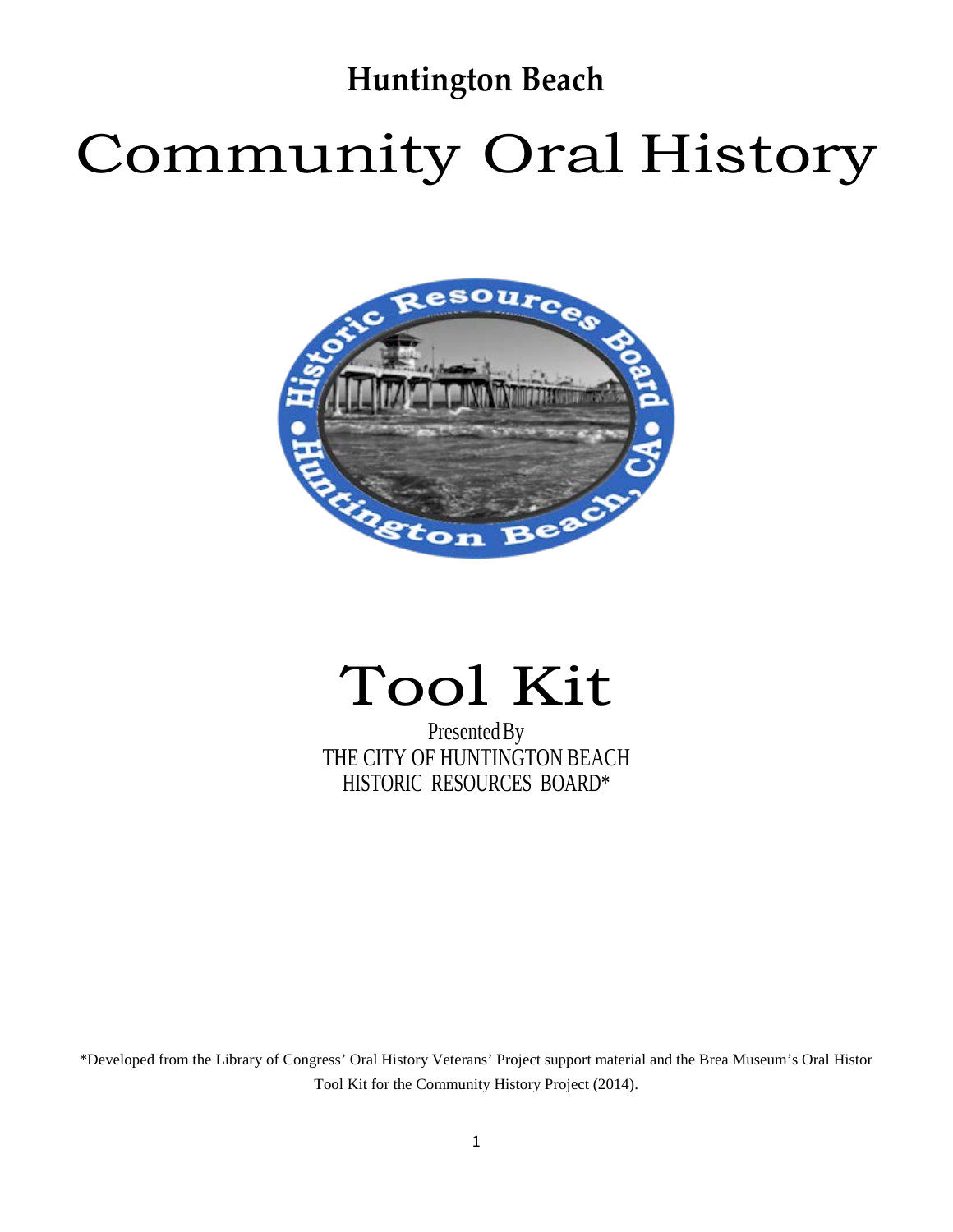# Huntington Beach

# Community Oral History

# Tool Kit

Presented By
THE CITY OF HUNTINGTON BEACH
HISTORIC RESOURCES BOARD*

*Developed from the Library of Congress' Oral History Veterans' Project support material and the Brea Museum's Oral Histor Tool Kit for the Community History Project (2014).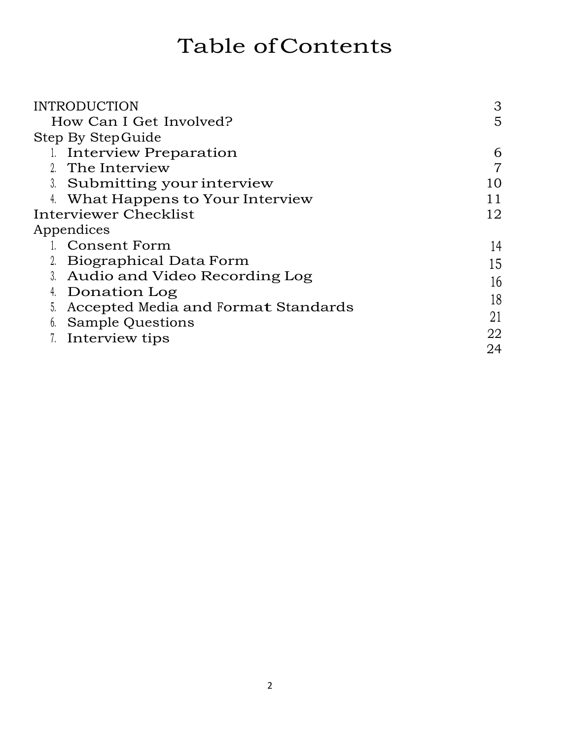# Table of Contents

| | |
|---|---|
| INTRODUCTION | 3 |
| How Can I Get Involved? | 5 |
| Step By Step Guide | |
| 1. Interview Preparation | 6 |
| 2. The Interview | 7 |
| 3. Submitting your interview | 10 |
| 4. What Happens to Your Interview | 11 |
| Interviewer Checklist | 12 |
| Appendices | |
| 1. Consent Form | 14 |
| 2. Biographical Data Form | 15 |
| 3. Audio and Video Recording Log | 16 |
| 4. Donation Log | 18 |
| 5. Accepted Media and Format Standards | 21 |
| 6. Sample Questions | 22 |
| 7. Interview tips | 24 |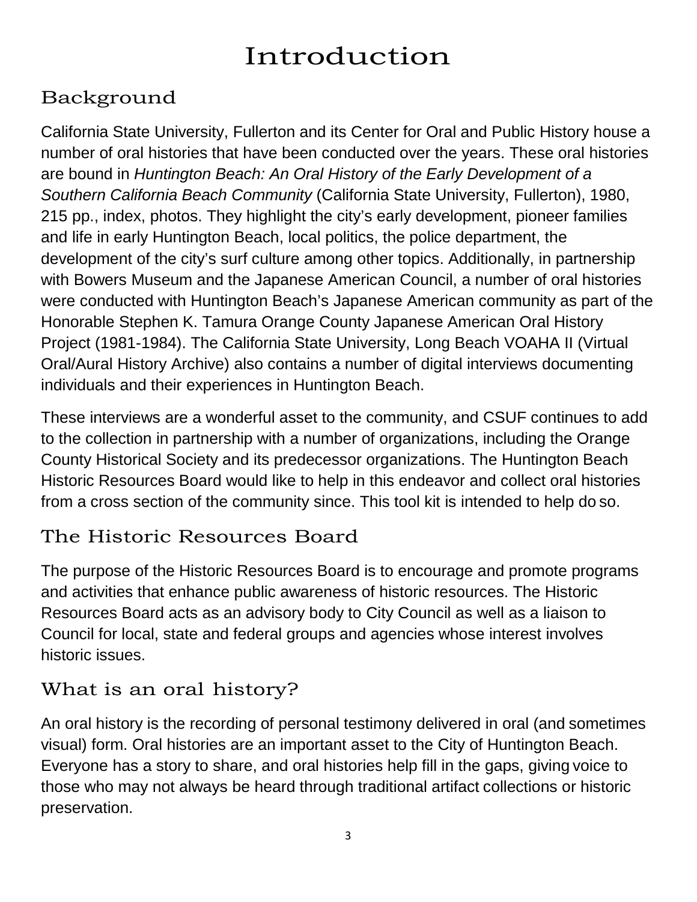# Introduction

## Background

California State University, Fullerton and its Center for Oral and Public History house a number of oral histories that have been conducted over the years. These oral histories are bound in *Huntington Beach: An Oral History of the Early Development of a Southern California Beach Community* (California State University, Fullerton), 1980, 215 pp., index, photos. They highlight the city's early development, pioneer families and life in early Huntington Beach, local politics, the police department, the development of the city's surf culture among other topics. Additionally, in partnership with Bowers Museum and the Japanese American Council, a number of oral histories were conducted with Huntington Beach's Japanese American community as part of the Honorable Stephen K. Tamura Orange County Japanese American Oral History Project (1981-1984). The California State University, Long Beach VOAHA II (Virtual Oral/Aural History Archive) also contains a number of digital interviews documenting individuals and their experiences in Huntington Beach.

These interviews are a wonderful asset to the community, and CSUF continues to add to the collection in partnership with a number of organizations, including the Orange County Historical Society and its predecessor organizations. The Huntington Beach Historic Resources Board would like to help in this endeavor and collect oral histories from a cross section of the community since. This tool kit is intended to help do so.

## The Historic Resources Board

The purpose of the Historic Resources Board is to encourage and promote programs and activities that enhance public awareness of historic resources. The Historic Resources Board acts as an advisory body to City Council as well as a liaison to Council for local, state and federal groups and agencies whose interest involves historic issues.

## What is an oral history?

An oral history is the recording of personal testimony delivered in oral (and sometimes visual) form. Oral histories are an important asset to the City of Huntington Beach. Everyone has a story to share, and oral histories help fill in the gaps, giving voice to those who may not always be heard through traditional artifact collections or historic preservation.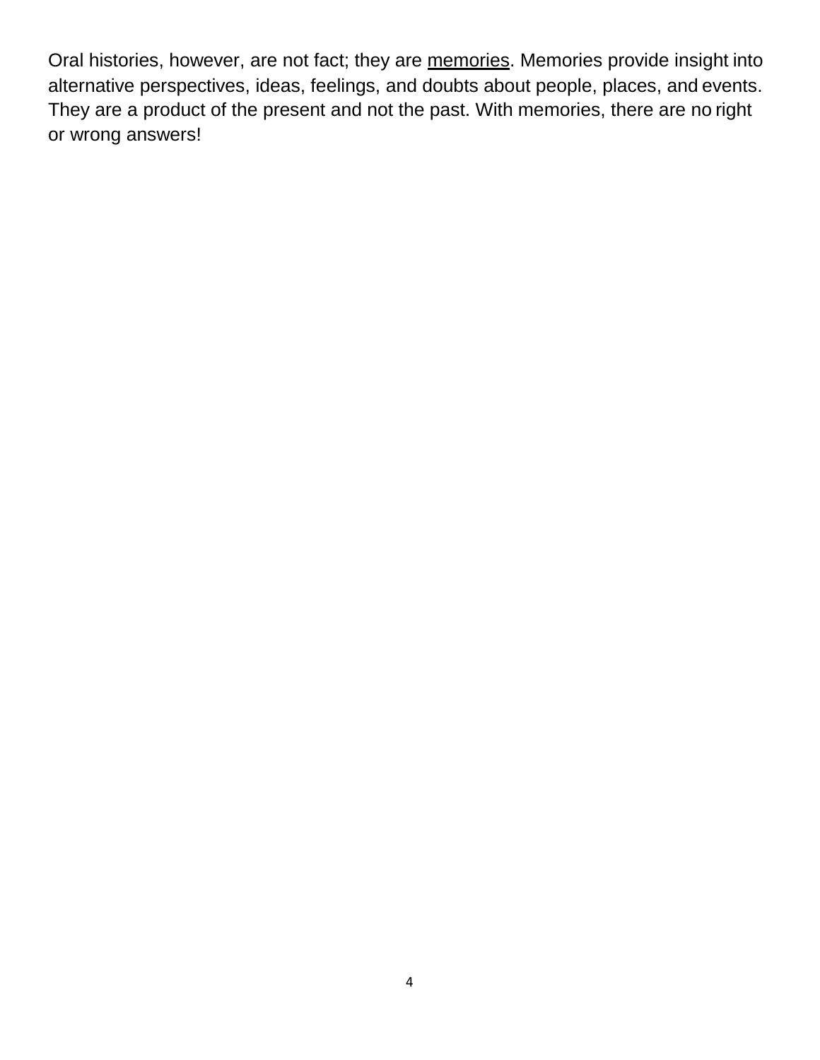Oral histories, however, are not fact; they are <u>memories</u>. Memories provide insight into alternative perspectives, ideas, feelings, and doubts about people, places, and events. They are a product of the present and not the past. With memories, there are no right or wrong answers!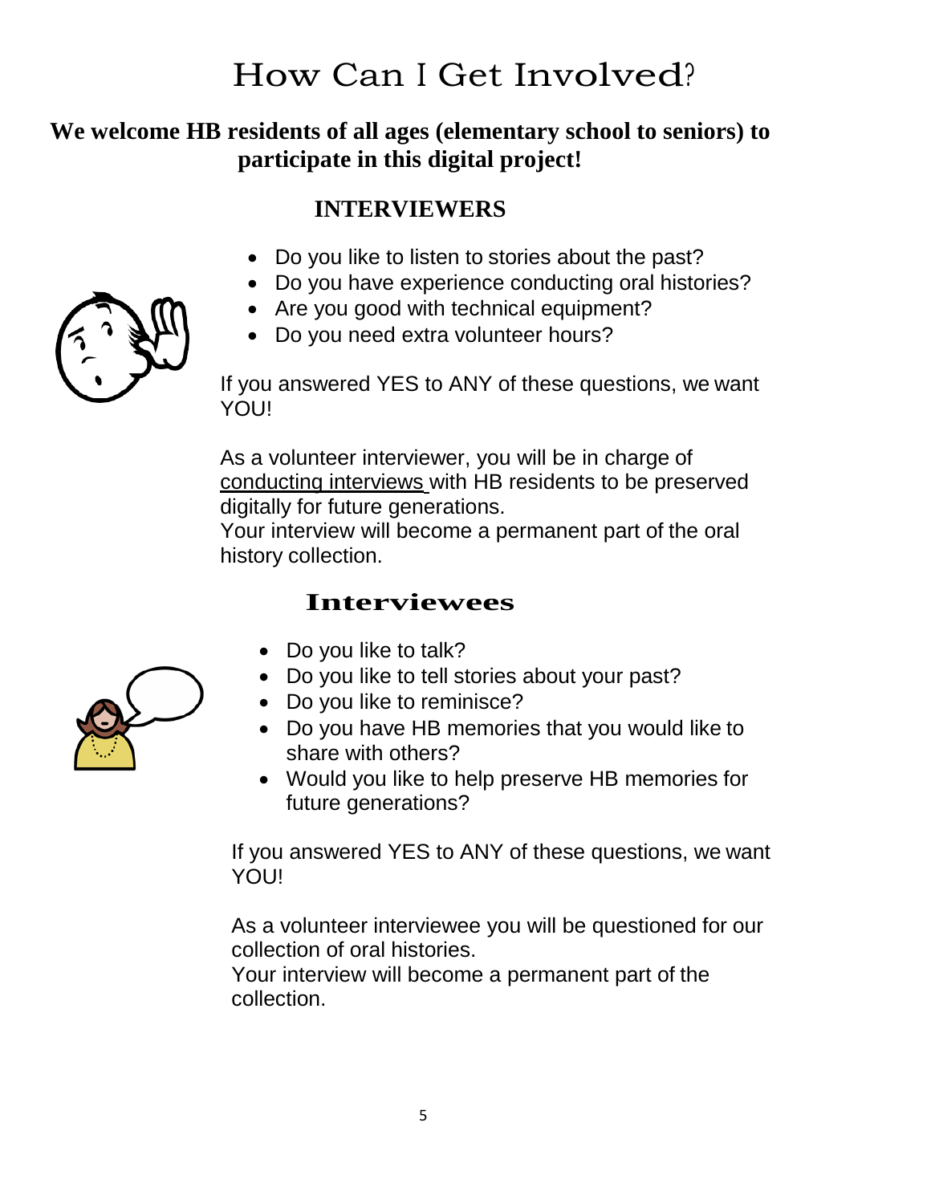# How Can I Get Involved?

**We welcome HB residents of all ages (elementary school to seniors) to participate in this digital project!**

## INTERVIEWERS

- Do you like to listen to stories about the past?
- Do you have experience conducting oral histories?
- Are you good with technical equipment?
- Do you need extra volunteer hours?

If you answered YES to ANY of these questions, we want YOU!

As a volunteer interviewer, you will be in charge of conducting interviews with HB residents to be preserved digitally for future generations.
Your interview will become a permanent part of the oral history collection.

## Interviewees

- Do you like to talk?
- Do you like to tell stories about your past?
- Do you like to reminisce?
- Do you have HB memories that you would like to share with others?
- Would you like to help preserve HB memories for future generations?

If you answered YES to ANY of these questions, we want YOU!

As a volunteer interviewee you will be questioned for our collection of oral histories.
Your interview will become a permanent part of the collection.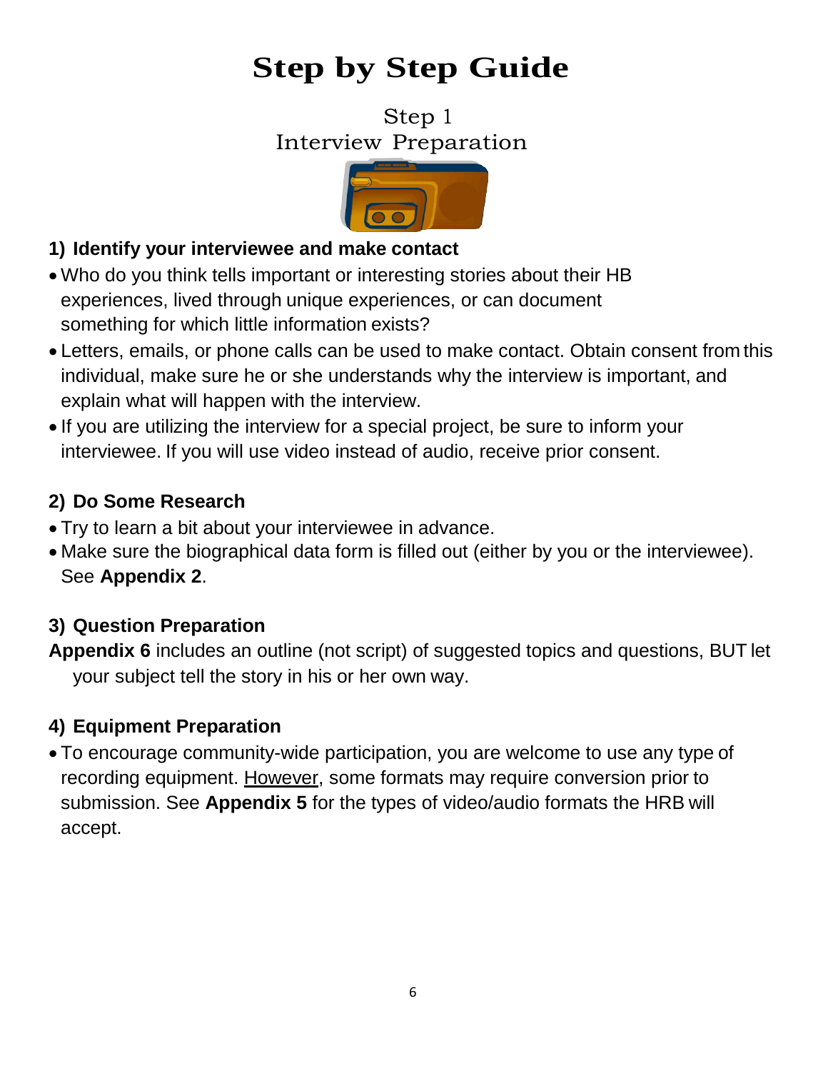# Step by Step Guide

## Step 1
## Interview Preparation

### 1) Identify your interviewee and make contact

- Who do you think tells important or interesting stories about their HB experiences, lived through unique experiences, or can document something for which little information exists?
- Letters, emails, or phone calls can be used to make contact. Obtain consent from this individual, make sure he or she understands why the interview is important, and explain what will happen with the interview.
- If you are utilizing the interview for a special project, be sure to inform your interviewee. If you will use video instead of audio, receive prior consent.

### 2) Do Some Research

- Try to learn a bit about your interviewee in advance.
- Make sure the biographical data form is filled out (either by you or the interviewee). See **Appendix 2**.

### 3) Question Preparation

**Appendix 6** includes an outline (not script) of suggested topics and questions, BUT let your subject tell the story in his or her own way.

### 4) Equipment Preparation

- To encourage community-wide participation, you are welcome to use any type of recording equipment. <u>However</u>, some formats may require conversion prior to submission. See **Appendix 5** for the types of video/audio formats the HRB will accept.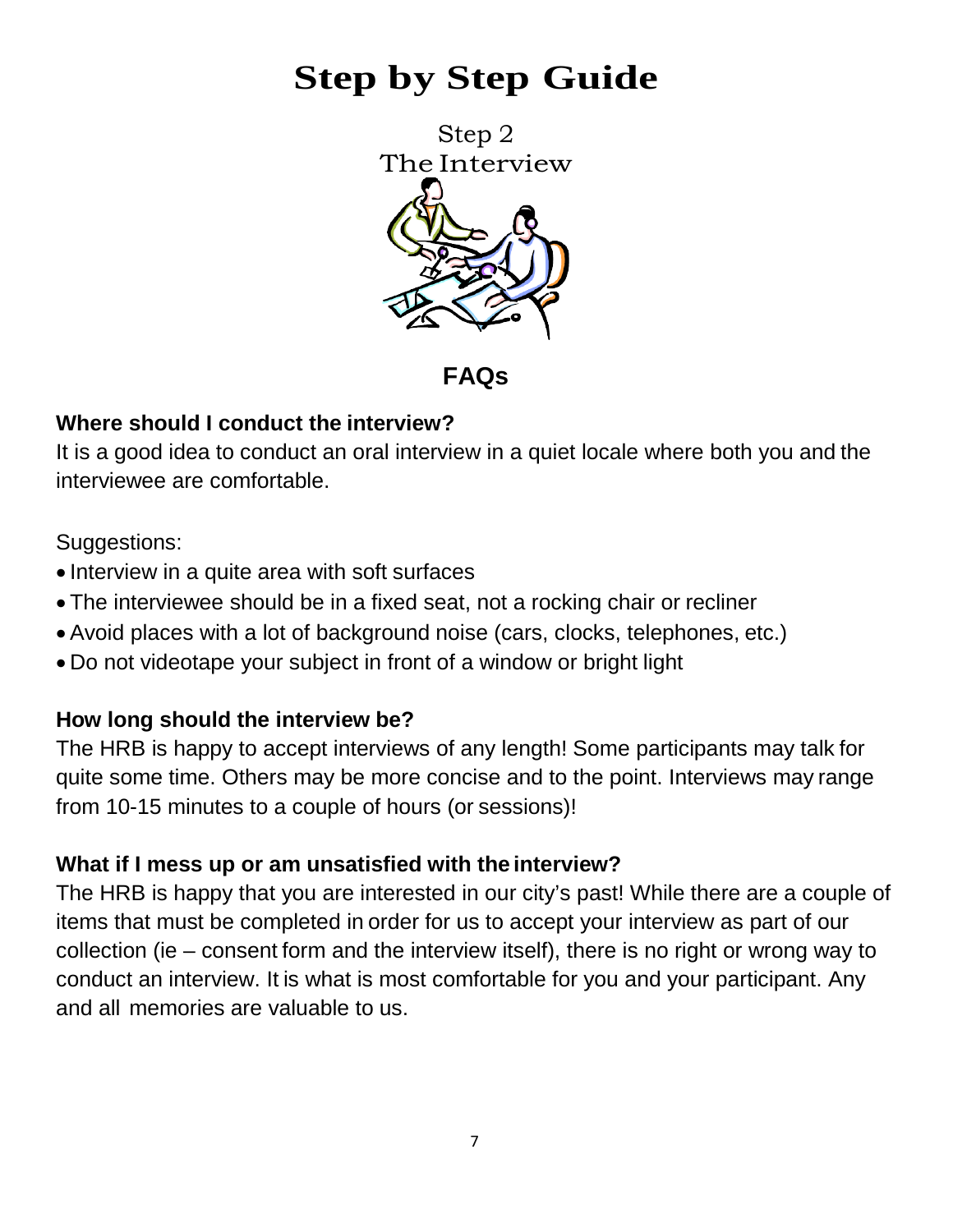# Step by Step Guide

## Step 2
## The Interview

### FAQs

**Where should I conduct the interview?**

It is a good idea to conduct an oral interview in a quiet locale where both you and the interviewee are comfortable.

Suggestions:

- Interview in a quite area with soft surfaces
- The interviewee should be in a fixed seat, not a rocking chair or recliner
- Avoid places with a lot of background noise (cars, clocks, telephones, etc.)
- Do not videotape your subject in front of a window or bright light

**How long should the interview be?**

The HRB is happy to accept interviews of any length! Some participants may talk for quite some time. Others may be more concise and to the point. Interviews may range from 10-15 minutes to a couple of hours (or sessions)!

**What if I mess up or am unsatisfied with the interview?**

The HRB is happy that you are interested in our city's past! While there are a couple of items that must be completed in order for us to accept your interview as part of our collection (ie – consent form and the interview itself), there is no right or wrong way to conduct an interview. It is what is most comfortable for you and your participant. Any and all memories are valuable to us.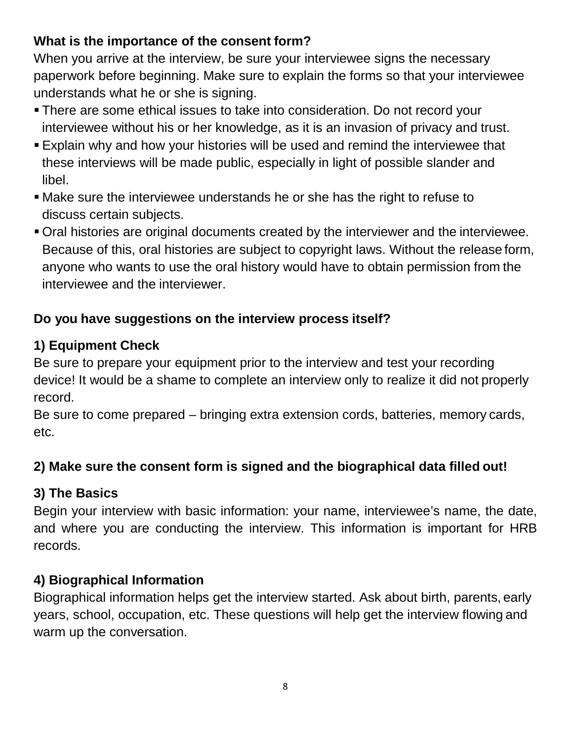**What is the importance of the consent form?**

When you arrive at the interview, be sure your interviewee signs the necessary paperwork before beginning. Make sure to explain the forms so that your interviewee understands what he or she is signing.

- There are some ethical issues to take into consideration. Do not record your interviewee without his or her knowledge, as it is an invasion of privacy and trust.
- Explain why and how your histories will be used and remind the interviewee that these interviews will be made public, especially in light of possible slander and libel.
- Make sure the interviewee understands he or she has the right to refuse to discuss certain subjects.
- Oral histories are original documents created by the interviewer and the interviewee. Because of this, oral histories are subject to copyright laws. Without the release form, anyone who wants to use the oral history would have to obtain permission from the interviewee and the interviewer.

**Do you have suggestions on the interview process itself?**

**1) Equipment Check**

Be sure to prepare your equipment prior to the interview and test your recording device! It would be a shame to complete an interview only to realize it did not properly record.

Be sure to come prepared – bringing extra extension cords, batteries, memory cards, etc.

**2) Make sure the consent form is signed and the biographical data filled out!**

**3) The Basics**

Begin your interview with basic information: your name, interviewee's name, the date, and where you are conducting the interview. This information is important for HRB records.

**4) Biographical Information**

Biographical information helps get the interview started. Ask about birth, parents, early years, school, occupation, etc. These questions will help get the interview flowing and warm up the conversation.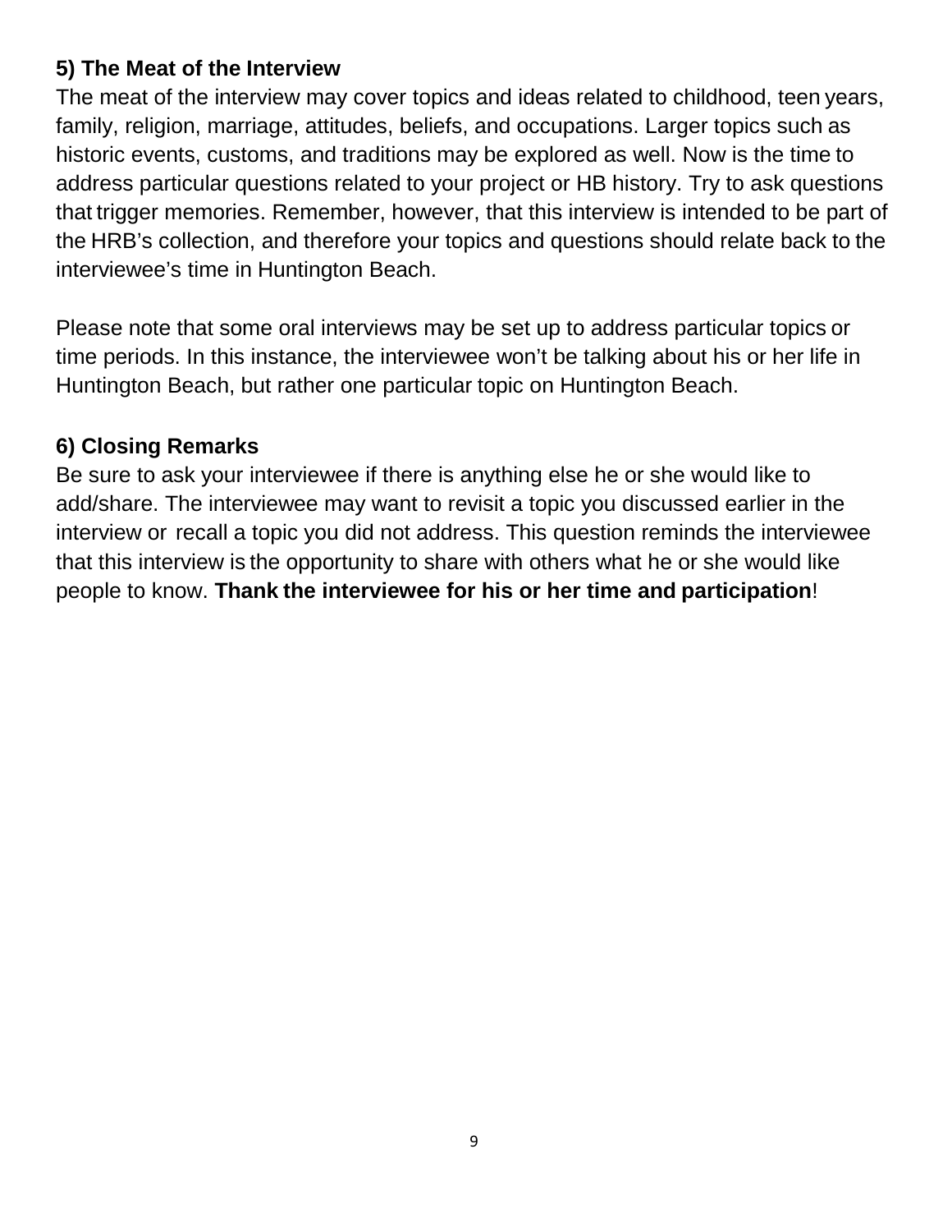### 5) The Meat of the Interview

The meat of the interview may cover topics and ideas related to childhood, teen years, family, religion, marriage, attitudes, beliefs, and occupations. Larger topics such as historic events, customs, and traditions may be explored as well. Now is the time to address particular questions related to your project or HB history. Try to ask questions that trigger memories. Remember, however, that this interview is intended to be part of the HRB's collection, and therefore your topics and questions should relate back to the interviewee's time in Huntington Beach.

Please note that some oral interviews may be set up to address particular topics or time periods. In this instance, the interviewee won't be talking about his or her life in Huntington Beach, but rather one particular topic on Huntington Beach.

### 6) Closing Remarks

Be sure to ask your interviewee if there is anything else he or she would like to add/share. The interviewee may want to revisit a topic you discussed earlier in the interview or recall a topic you did not address. This question reminds the interviewee that this interview is the opportunity to share with others what he or she would like people to know. **Thank the interviewee for his or her time and participation**!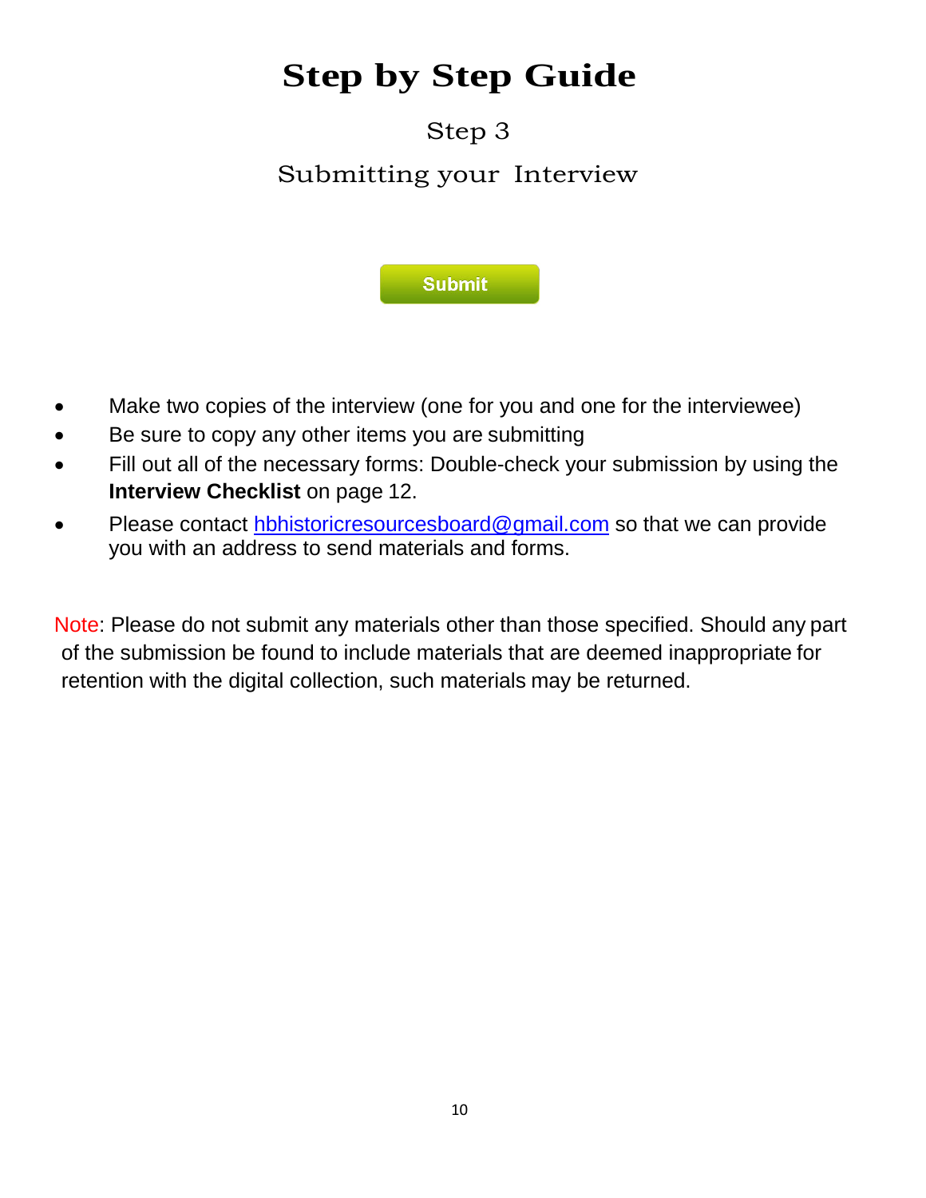# Step by Step Guide

## Step 3

## Submitting your Interview

Submit

- Make two copies of the interview (one for you and one for the interviewee)
- Be sure to copy any other items you are submitting
- Fill out all of the necessary forms: Double-check your submission by using the **Interview Checklist** on page 12.
- Please contact hbhistoricresourcesboard@gmail.com so that we can provide you with an address to send materials and forms.

Note: Please do not submit any materials other than those specified. Should any part of the submission be found to include materials that are deemed inappropriate for retention with the digital collection, such materials may be returned.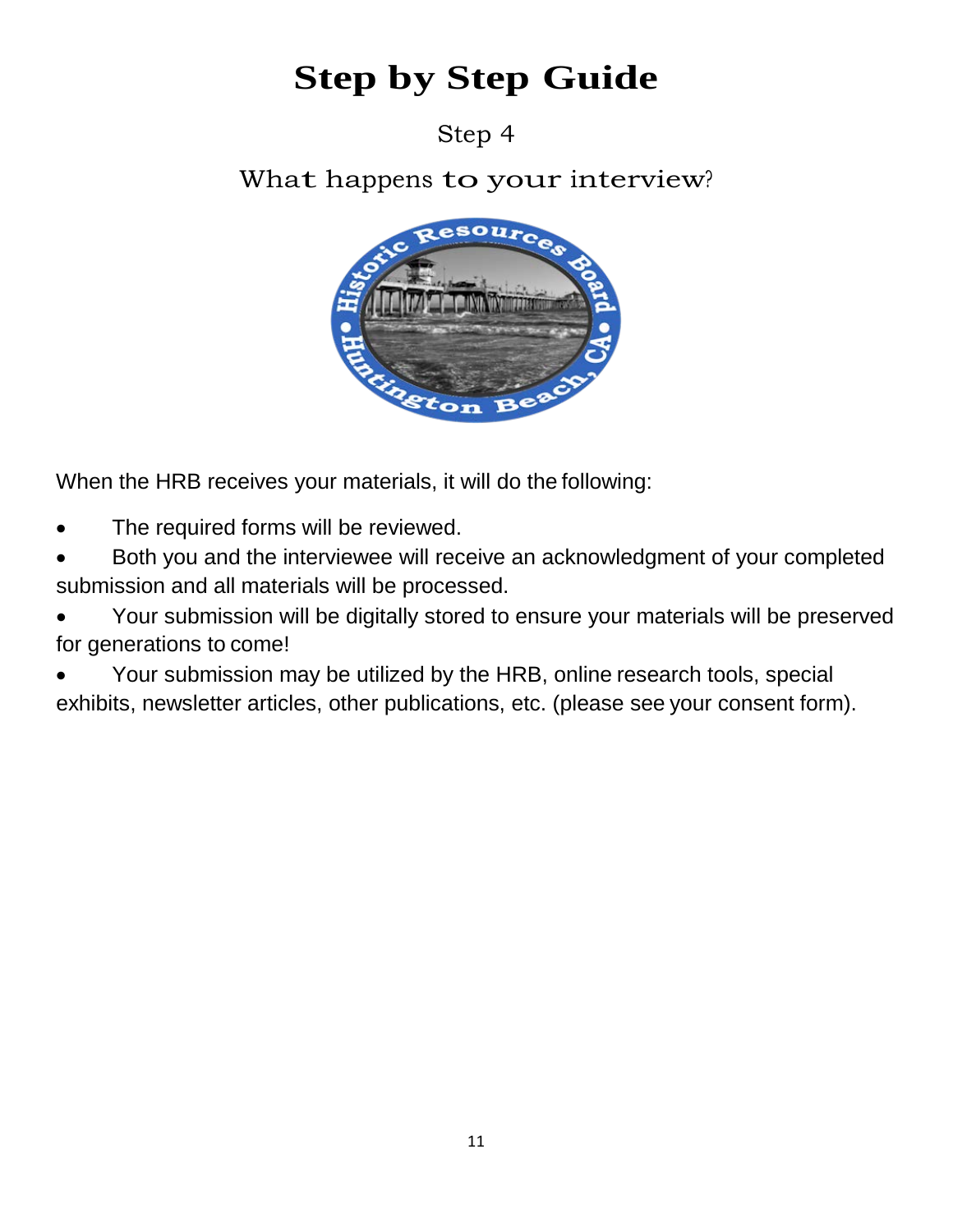# Step by Step Guide

## Step 4

### What happens to your interview?

When the HRB receives your materials, it will do the following:

- The required forms will be reviewed.
- Both you and the interviewee will receive an acknowledgment of your completed submission and all materials will be processed.
- Your submission will be digitally stored to ensure your materials will be preserved for generations to come!
- Your submission may be utilized by the HRB, online research tools, special exhibits, newsletter articles, other publications, etc. (please see your consent form).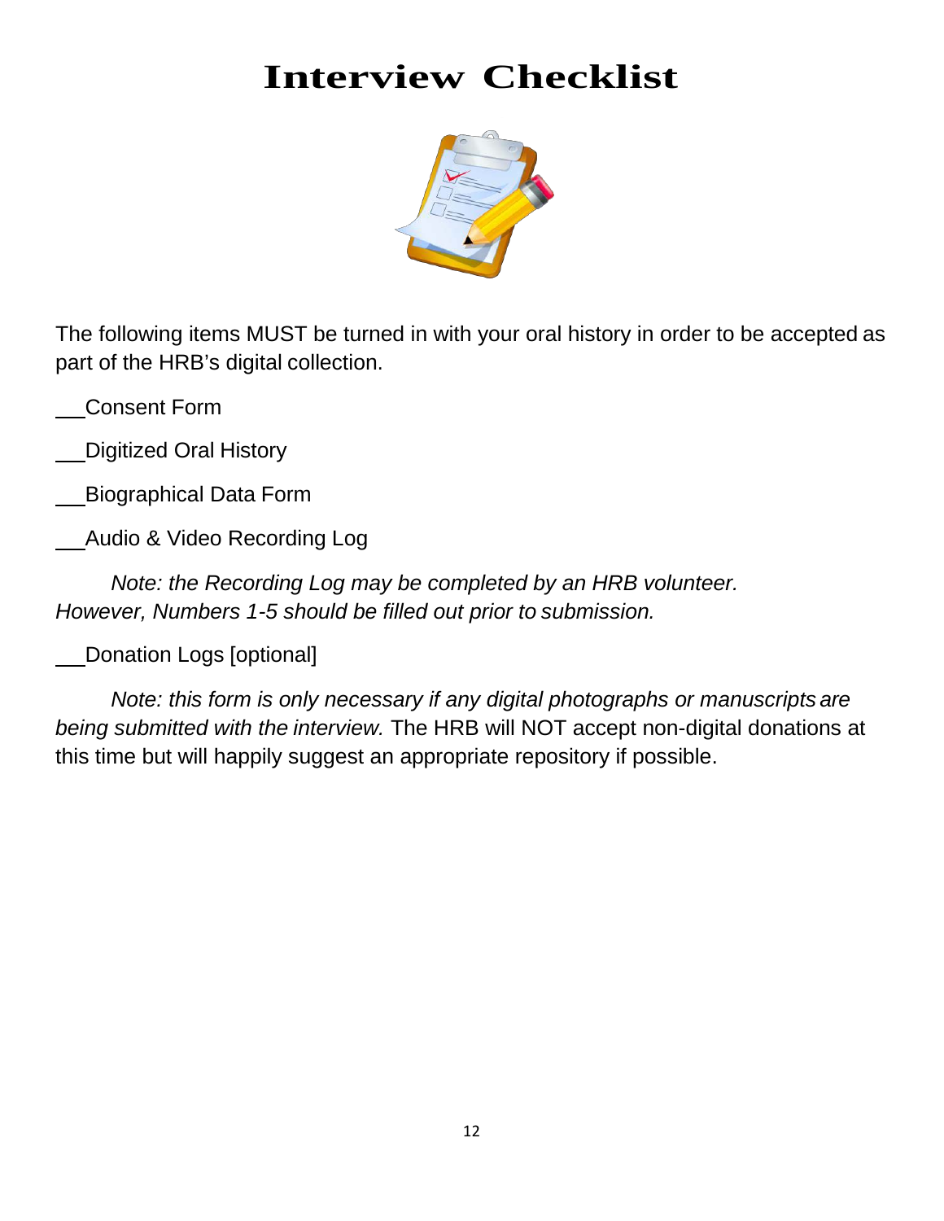# Interview Checklist

The following items MUST be turned in with your oral history in order to be accepted as part of the HRB's digital collection.

___Consent Form

___Digitized Oral History

___Biographical Data Form

___Audio & Video Recording Log

*Note: the Recording Log may be completed by an HRB volunteer. However, Numbers 1-5 should be filled out prior to submission.*

___Donation Logs [optional]

*Note: this form is only necessary if any digital photographs or manuscripts are being submitted with the interview.* The HRB will NOT accept non-digital donations at this time but will happily suggest an appropriate repository if possible.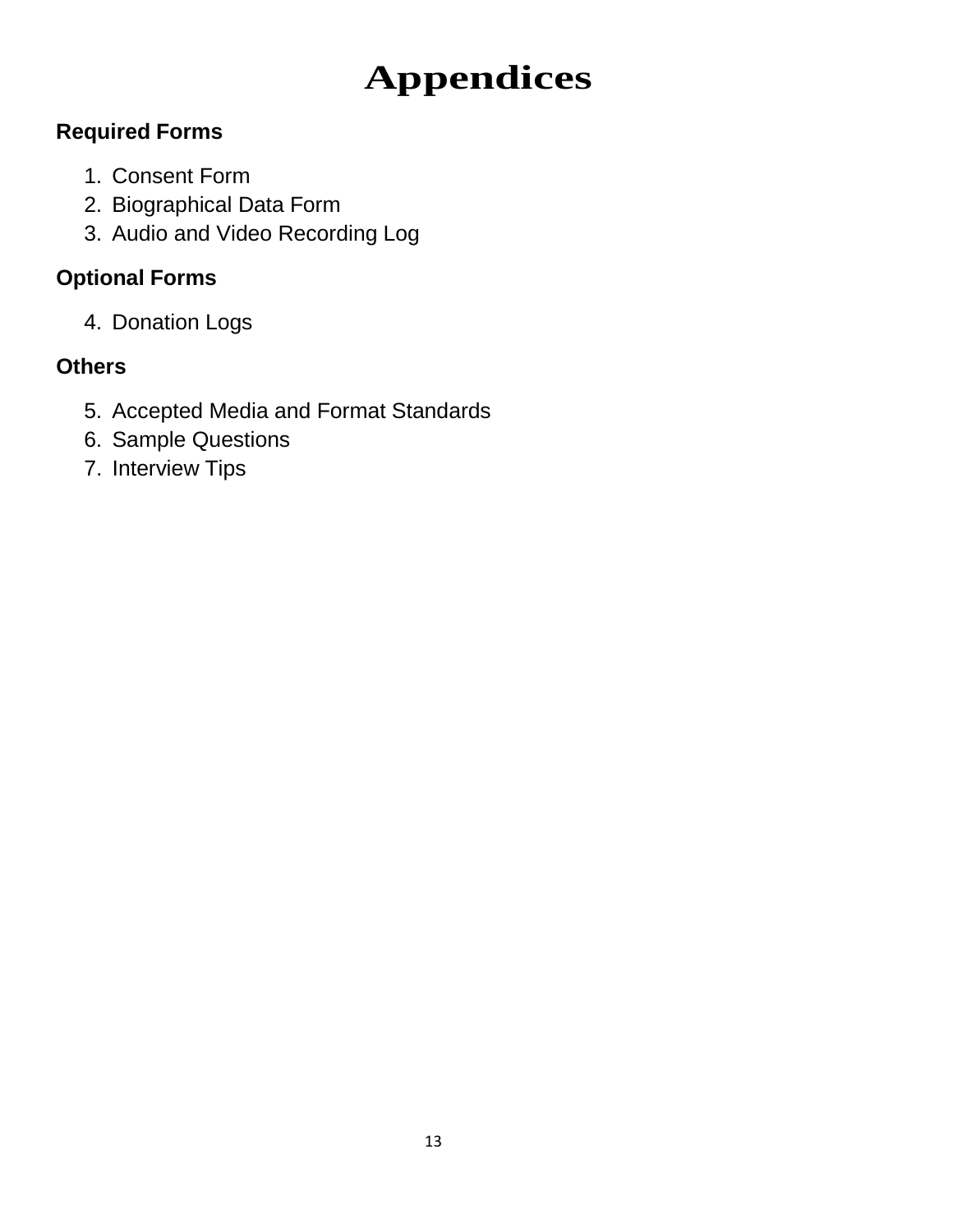# Appendices

**Required Forms**

1. Consent Form
2. Biographical Data Form
3. Audio and Video Recording Log

**Optional Forms**

4. Donation Logs

**Others**

5. Accepted Media and Format Standards
6. Sample Questions
7. Interview Tips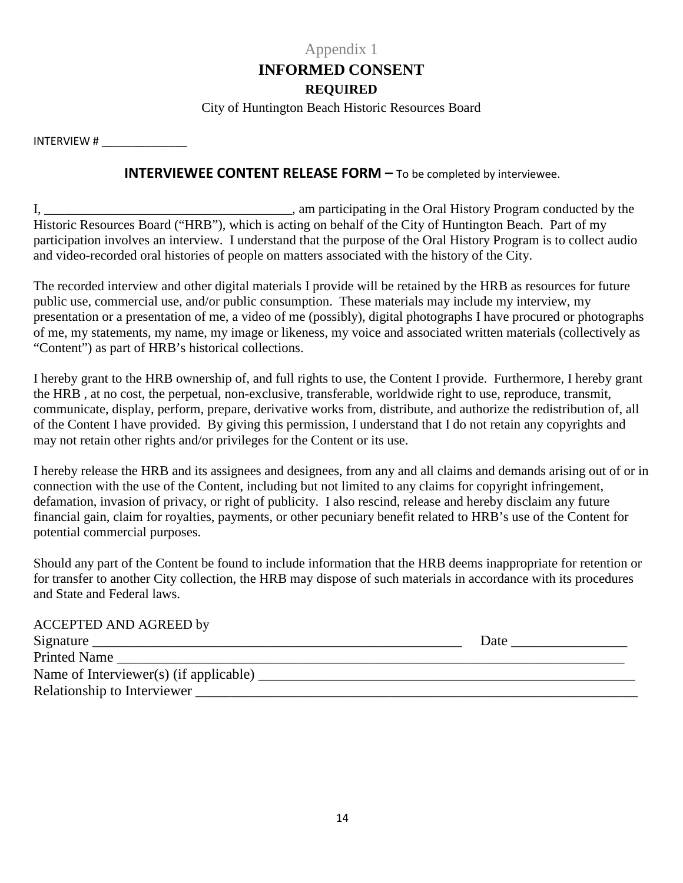Appendix 1

# INFORMED CONSENT

## REQUIRED

City of Huntington Beach Historic Resources Board

INTERVIEW # ______________

### INTERVIEWEE CONTENT RELEASE FORM – To be completed by interviewee.

I, ____________________________________, am participating in the Oral History Program conducted by the Historic Resources Board ("HRB"), which is acting on behalf of the City of Huntington Beach. Part of my participation involves an interview. I understand that the purpose of the Oral History Program is to collect audio and video-recorded oral histories of people on matters associated with the history of the City.

The recorded interview and other digital materials I provide will be retained by the HRB as resources for future public use, commercial use, and/or public consumption. These materials may include my interview, my presentation or a presentation of me, a video of me (possibly), digital photographs I have procured or photographs of me, my statements, my name, my image or likeness, my voice and associated written materials (collectively as "Content") as part of HRB's historical collections.

I hereby grant to the HRB ownership of, and full rights to use, the Content I provide. Furthermore, I hereby grant the HRB , at no cost, the perpetual, non-exclusive, transferable, worldwide right to use, reproduce, transmit, communicate, display, perform, prepare, derivative works from, distribute, and authorize the redistribution of, all of the Content I have provided. By giving this permission, I understand that I do not retain any copyrights and may not retain other rights and/or privileges for the Content or its use.

I hereby release the HRB and its assignees and designees, from any and all claims and demands arising out of or in connection with the use of the Content, including but not limited to any claims for copyright infringement, defamation, invasion of privacy, or right of publicity. I also rescind, release and hereby disclaim any future financial gain, claim for royalties, payments, or other pecuniary benefit related to HRB's use of the Content for potential commercial purposes.

Should any part of the Content be found to include information that the HRB deems inappropriate for retention or for transfer to another City collection, the HRB may dispose of such materials in accordance with its procedures and State and Federal laws.

ACCEPTED AND AGREED by

Signature ______________________________________________________ Date ________________

Printed Name __________________________________________________________________________

Name of Interviewer(s) (if applicable) ______________________________________________________

Relationship to Interviewer ______________________________________________________________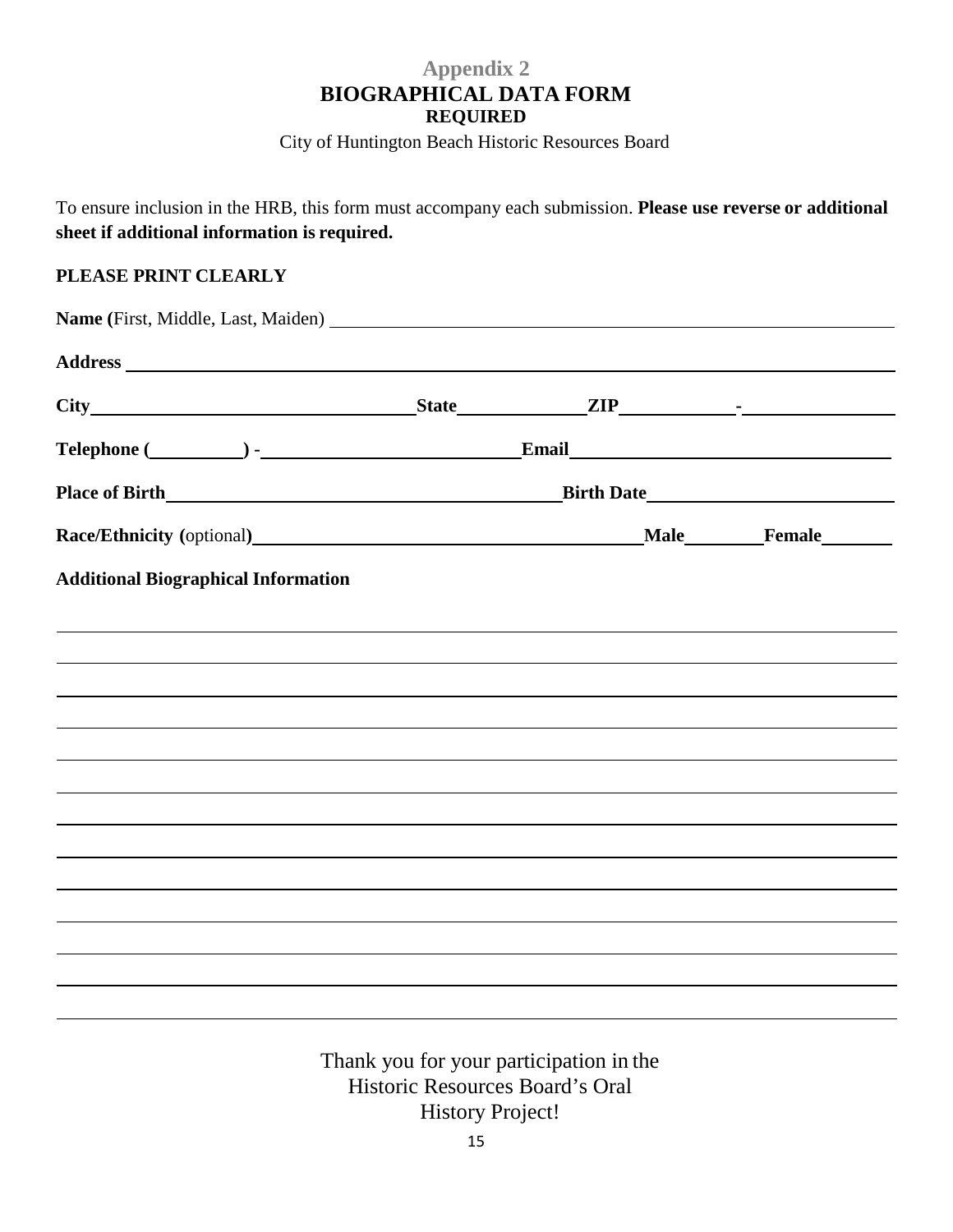# Appendix 2

## BIOGRAPHICAL DATA FORM

### REQUIRED

City of Huntington Beach Historic Resources Board

To ensure inclusion in the HRB, this form must accompany each submission. **Please use reverse or additional sheet if additional information is required.**

**PLEASE PRINT CLEARLY**

**Name (**First, Middle, Last, Maiden) ______________________________________________

**Address** ______________________________________________

**City** ____________________ **State** __________ **ZIP** __________ - __________

**Telephone (** ________ **) -** ____________________ **Email** ____________________

**Place of Birth** ____________________ **Birth Date** ____________________

**Race/Ethnicity (**optional**)** ____________________ **Male** ______ **Female** ______

**Additional Biographical Information**

______________________________________________

______________________________________________

______________________________________________

______________________________________________

______________________________________________

______________________________________________

______________________________________________

______________________________________________

______________________________________________

______________________________________________

______________________________________________

______________________________________________

______________________________________________

Thank you for your participation in the Historic Resources Board's Oral History Project!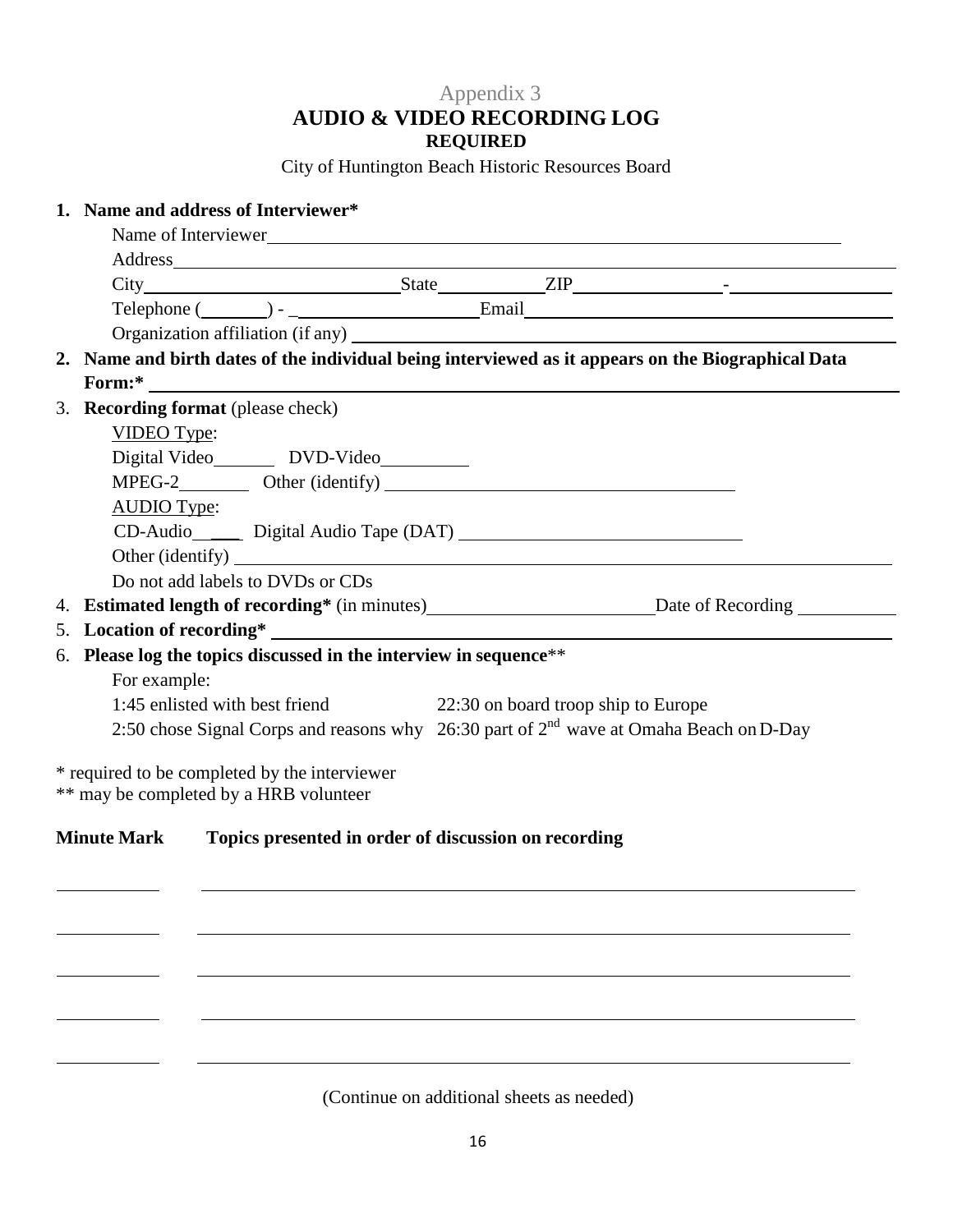Appendix 3

# AUDIO & VIDEO RECORDING LOG

## REQUIRED

City of Huntington Beach Historic Resources Board

1. **Name and address of Interviewer***

   Name of Interviewer\_\_\_\_\_\_\_\_\_\_\_\_\_\_\_\_\_\_\_\_\_\_\_\_\_\_\_\_\_\_\_\_\_\_\_\_\_\_\_\_

   Address\_\_\_\_\_\_\_\_\_\_\_\_\_\_\_\_\_\_\_\_\_\_\_\_\_\_\_\_\_\_\_\_\_\_\_\_\_\_\_\_\_\_\_\_\_\_\_\_

   City\_\_\_\_\_\_\_\_\_\_\_\_\_\_\_\_State\_\_\_\_\_\_\_ZIP\_\_\_\_\_\_\_\_\_-\_\_\_\_\_\_\_\_\_\_

   Telephone (\_\_\_\_\_) - \_\_\_\_\_\_\_\_\_\_\_\_Email\_\_\_\_\_\_\_\_\_\_\_\_\_\_\_\_\_\_\_\_\_\_\_

   Organization affiliation (if any) \_\_\_\_\_\_\_\_\_\_\_\_\_\_\_\_\_\_\_\_\_\_\_\_\_\_\_\_\_\_\_\_\_\_\_\_

2. **Name and birth dates of the individual being interviewed as it appears on the Biographical Data Form:*** \_\_\_\_\_\_\_\_\_\_\_\_\_\_\_\_\_\_\_\_\_\_\_\_\_\_\_\_\_\_\_\_\_\_\_\_\_\_\_\_\_\_\_\_\_\_\_\_

3. **Recording format** (please check)

   VIDEO Type:

   Digital Video\_\_\_\_\_\_ DVD-Video\_\_\_\_\_\_\_

   MPEG-2\_\_\_\_\_\_ Other (identify) \_\_\_\_\_\_\_\_\_\_\_\_\_\_\_\_\_\_\_\_\_\_\_\_\_\_

   AUDIO Type:

   CD-Audio\_\_\_\_ Digital Audio Tape (DAT) \_\_\_\_\_\_\_\_\_\_\_\_\_\_\_\_\_\_\_\_\_

   Other (identify) \_\_\_\_\_\_\_\_\_\_\_\_\_\_\_\_\_\_\_\_\_\_\_\_\_\_\_\_\_\_\_\_\_\_\_\_\_\_\_\_\_\_\_\_

   Do not add labels to DVDs or CDs

4. **Estimated length of recording*** (in minutes)\_\_\_\_\_\_\_\_\_\_\_\_\_\_\_\_Date of Recording \_\_\_\_\_\_\_\_

5. **Location of recording*** \_\_\_\_\_\_\_\_\_\_\_\_\_\_\_\_\_\_\_\_\_\_\_\_\_\_\_\_\_\_\_\_\_\_\_\_\_\_\_\_\_\_\_\_\_\_

6. **Please log the topics discussed in the interview in sequence****

   For example:

   1:45 enlisted with best friend — 22:30 on board troop ship to Europe

   2:50 chose Signal Corps and reasons why — 26:30 part of 2nd wave at Omaha Beach on D-Day

\* required to be completed by the interviewer

\*\* may be completed by a HRB volunteer

| **Minute Mark** | **Topics presented in order of discussion on recording** |
|---|---|
| | |
| | |
| | |
| | |
| | |

(Continue on additional sheets as needed)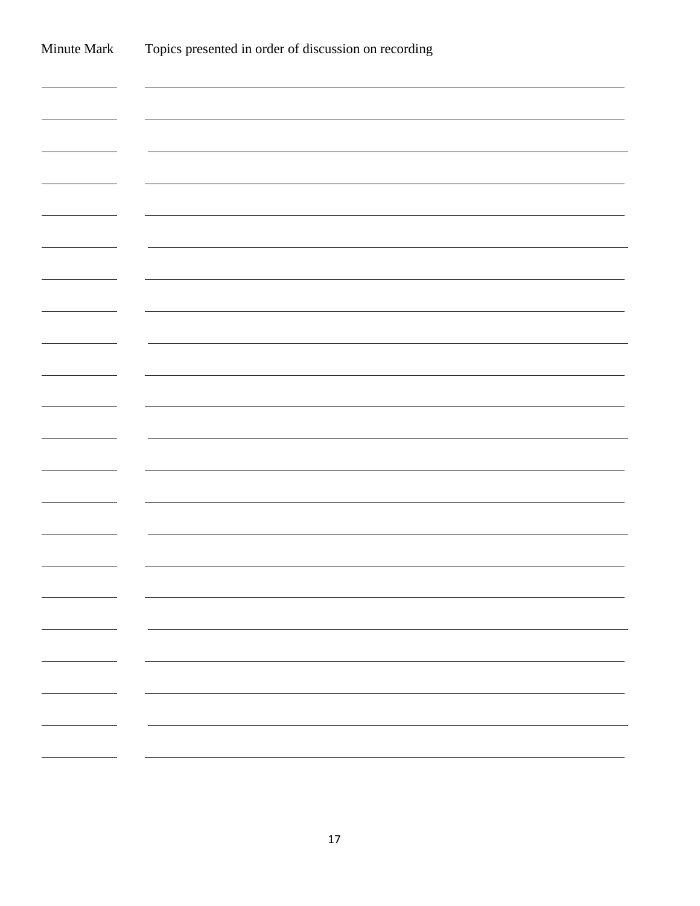| Minute Mark | Topics presented in order of discussion on recording |
| --- | --- |
| | |
| | |
| | |
| | |
| | |
| | |
| | |
| | |
| | |
| | |
| | |
| | |
| | |
| | |
| | |
| | |
| | |
| | |
| | |
| | |
| | |
| | |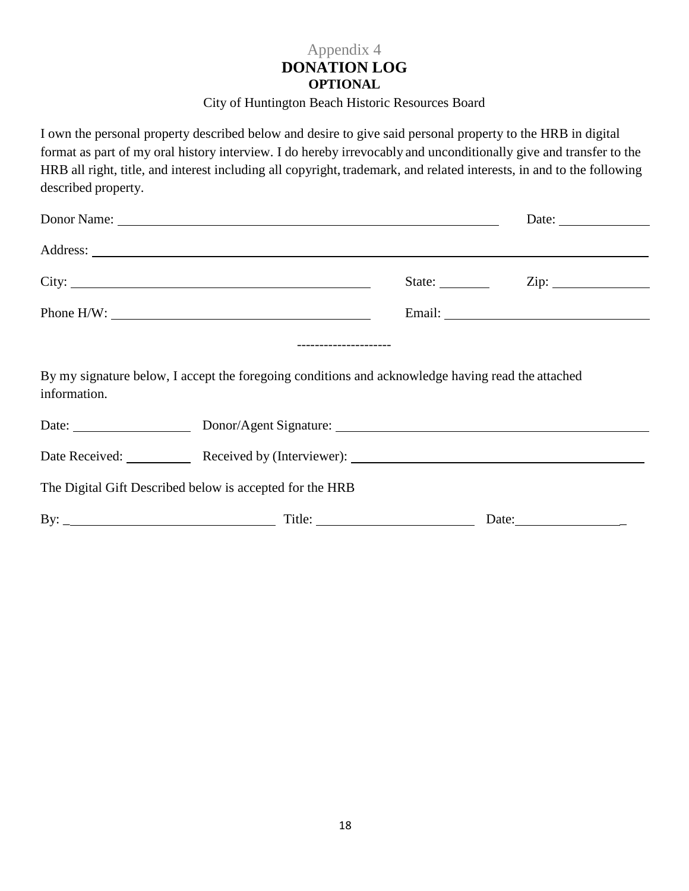Appendix 4

# DONATION LOG

**OPTIONAL**

City of Huntington Beach Historic Resources Board

I own the personal property described below and desire to give said personal property to the HRB in digital format as part of my oral history interview. I do hereby irrevocably and unconditionally give and transfer to the HRB all right, title, and interest including all copyright, trademark, and related interests, in and to the following described property.

Donor Name: ______________________________________________ Date: ____________

Address: ________________________________________________________________

City: ____________________________________ State: _______ Zip: _____________

Phone H/W: _______________________________ Email: ____________________________

---------------------

By my signature below, I accept the foregoing conditions and acknowledge having read the attached information.

Date: _______________ Donor/Agent Signature: ______________________________________

Date Received: _________ Received by (Interviewer): ___________________________________

The Digital Gift Described below is accepted for the HRB

By: _____________________________ Title: ______________________ Date:_______________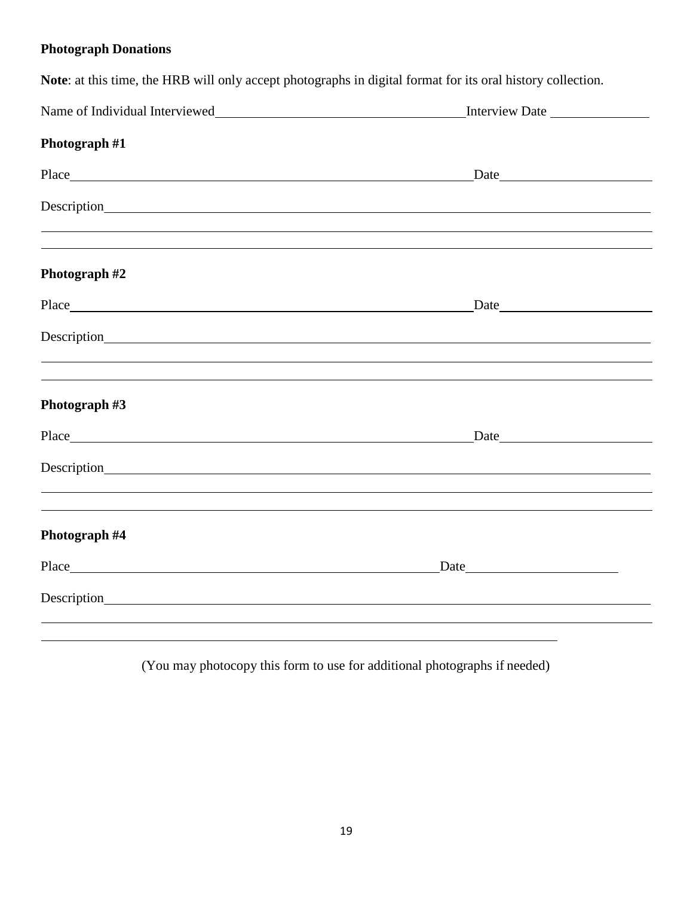**Photograph Donations**

**Note**: at this time, the HRB will only accept photographs in digital format for its oral history collection.

Name of Individual Interviewed\_\_\_\_\_\_\_\_\_\_\_\_\_\_\_\_\_\_\_\_\_\_\_\_\_\_\_\_\_\_\_\_\_\_\_\_\_\_ Interview Date \_\_\_\_\_\_\_\_\_\_\_\_\_\_\_

**Photograph #1**

Place\_\_\_\_\_\_\_\_\_\_\_\_\_\_\_\_\_\_\_\_\_\_\_\_\_\_\_\_\_\_\_\_\_\_\_\_\_\_\_\_\_\_\_\_\_\_\_\_\_\_\_\_\_\_\_\_\_\_\_\_ Date\_\_\_\_\_\_\_\_\_\_\_\_\_\_\_\_\_\_\_\_\_\_

Description\_\_\_\_\_\_\_\_\_\_\_\_\_\_\_\_\_\_\_\_\_\_\_\_\_\_\_\_\_\_\_\_\_\_\_\_\_\_\_\_\_\_\_\_\_\_\_\_\_\_\_\_\_\_\_\_\_\_\_\_\_\_\_\_\_\_\_\_\_\_\_\_\_\_\_\_\_\_\_\_\_\_

**Photograph #2**

Place\_\_\_\_\_\_\_\_\_\_\_\_\_\_\_\_\_\_\_\_\_\_\_\_\_\_\_\_\_\_\_\_\_\_\_\_\_\_\_\_\_\_\_\_\_\_\_\_\_\_\_\_\_\_\_\_\_\_\_\_ Date\_\_\_\_\_\_\_\_\_\_\_\_\_\_\_\_\_\_\_\_\_\_

Description\_\_\_\_\_\_\_\_\_\_\_\_\_\_\_\_\_\_\_\_\_\_\_\_\_\_\_\_\_\_\_\_\_\_\_\_\_\_\_\_\_\_\_\_\_\_\_\_\_\_\_\_\_\_\_\_\_\_\_\_\_\_\_\_\_\_\_\_\_\_\_\_\_\_\_\_\_\_\_\_\_\_

**Photograph #3**

Place\_\_\_\_\_\_\_\_\_\_\_\_\_\_\_\_\_\_\_\_\_\_\_\_\_\_\_\_\_\_\_\_\_\_\_\_\_\_\_\_\_\_\_\_\_\_\_\_\_\_\_\_\_\_\_\_\_\_\_\_ Date\_\_\_\_\_\_\_\_\_\_\_\_\_\_\_\_\_\_\_\_\_\_

Description\_\_\_\_\_\_\_\_\_\_\_\_\_\_\_\_\_\_\_\_\_\_\_\_\_\_\_\_\_\_\_\_\_\_\_\_\_\_\_\_\_\_\_\_\_\_\_\_\_\_\_\_\_\_\_\_\_\_\_\_\_\_\_\_\_\_\_\_\_\_\_\_\_\_\_\_\_\_\_\_\_\_

**Photograph #4**

Place\_\_\_\_\_\_\_\_\_\_\_\_\_\_\_\_\_\_\_\_\_\_\_\_\_\_\_\_\_\_\_\_\_\_\_\_\_\_\_\_\_\_\_\_\_\_\_\_\_\_\_\_\_\_\_\_ Date\_\_\_\_\_\_\_\_\_\_\_\_\_\_\_\_\_\_\_\_\_\_

Description\_\_\_\_\_\_\_\_\_\_\_\_\_\_\_\_\_\_\_\_\_\_\_\_\_\_\_\_\_\_\_\_\_\_\_\_\_\_\_\_\_\_\_\_\_\_\_\_\_\_\_\_\_\_\_\_\_\_\_\_\_\_\_\_\_\_\_\_\_\_\_\_\_\_\_\_\_\_\_\_\_\_

(You may photocopy this form to use for additional photographs if needed)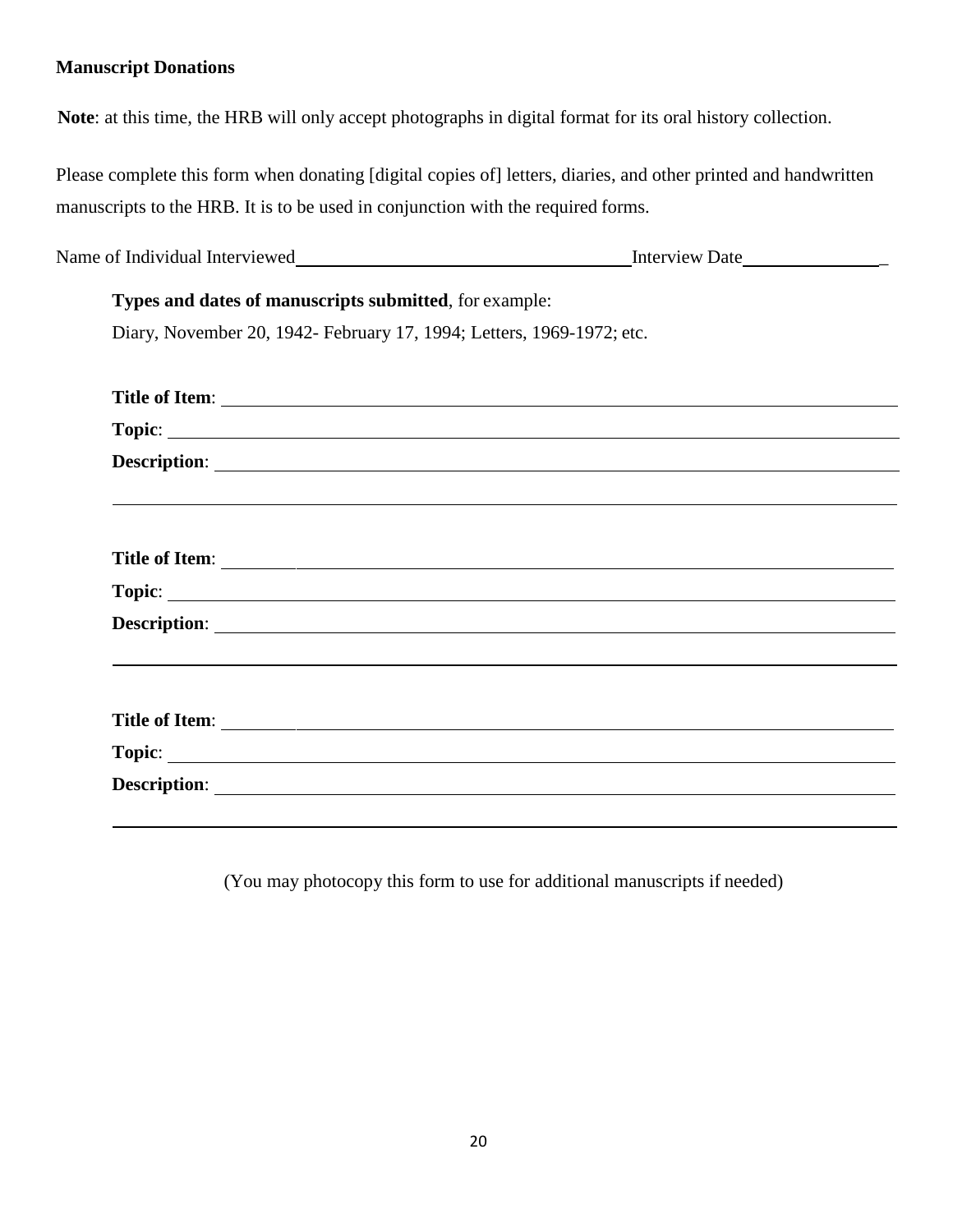**Manuscript Donations**

**Note**: at this time, the HRB will only accept photographs in digital format for its oral history collection.

Please complete this form when donating [digital copies of] letters, diaries, and other printed and handwritten manuscripts to the HRB. It is to be used in conjunction with the required forms.

Name of Individual Interviewed\_\_\_\_\_\_\_\_\_\_\_\_\_\_\_\_\_\_\_\_\_\_\_\_\_\_\_\_\_\_\_\_\_\_\_\_ Interview Date\_\_\_\_\_\_\_\_\_\_\_\_\_\_\_\_

**Types and dates of manuscripts submitted**, for example:

Diary, November 20, 1942- February 17, 1994; Letters, 1969-1972; etc.

**Title of Item**: \_\_\_\_\_\_\_\_\_\_\_\_\_\_\_\_\_\_\_\_\_\_\_\_\_\_\_\_\_\_\_\_\_\_\_\_\_\_\_\_\_\_\_\_\_\_\_\_\_\_\_\_\_\_\_\_

**Topic**: \_\_\_\_\_\_\_\_\_\_\_\_\_\_\_\_\_\_\_\_\_\_\_\_\_\_\_\_\_\_\_\_\_\_\_\_\_\_\_\_\_\_\_\_\_\_\_\_\_\_\_\_\_\_\_\_\_\_\_\_

**Description**: \_\_\_\_\_\_\_\_\_\_\_\_\_\_\_\_\_\_\_\_\_\_\_\_\_\_\_\_\_\_\_\_\_\_\_\_\_\_\_\_\_\_\_\_\_\_\_\_\_\_\_\_\_\_\_\_

\_\_\_\_\_\_\_\_\_\_\_\_\_\_\_\_\_\_\_\_\_\_\_\_\_\_\_\_\_\_\_\_\_\_\_\_\_\_\_\_\_\_\_\_\_\_\_\_\_\_\_\_\_\_\_\_\_\_\_\_\_\_\_\_\_\_\_\_\_\_

**Title of Item**: \_\_\_\_\_\_\_\_\_\_\_\_\_\_\_\_\_\_\_\_\_\_\_\_\_\_\_\_\_\_\_\_\_\_\_\_\_\_\_\_\_\_\_\_\_\_\_\_\_\_\_\_\_\_\_\_

**Topic**: \_\_\_\_\_\_\_\_\_\_\_\_\_\_\_\_\_\_\_\_\_\_\_\_\_\_\_\_\_\_\_\_\_\_\_\_\_\_\_\_\_\_\_\_\_\_\_\_\_\_\_\_\_\_\_\_\_\_\_\_

**Description**: \_\_\_\_\_\_\_\_\_\_\_\_\_\_\_\_\_\_\_\_\_\_\_\_\_\_\_\_\_\_\_\_\_\_\_\_\_\_\_\_\_\_\_\_\_\_\_\_\_\_\_\_\_\_\_\_

\_\_\_\_\_\_\_\_\_\_\_\_\_\_\_\_\_\_\_\_\_\_\_\_\_\_\_\_\_\_\_\_\_\_\_\_\_\_\_\_\_\_\_\_\_\_\_\_\_\_\_\_\_\_\_\_\_\_\_\_\_\_\_\_\_\_\_\_\_\_

**Title of Item**: \_\_\_\_\_\_\_\_\_\_\_\_\_\_\_\_\_\_\_\_\_\_\_\_\_\_\_\_\_\_\_\_\_\_\_\_\_\_\_\_\_\_\_\_\_\_\_\_\_\_\_\_\_\_\_\_

**Topic**: \_\_\_\_\_\_\_\_\_\_\_\_\_\_\_\_\_\_\_\_\_\_\_\_\_\_\_\_\_\_\_\_\_\_\_\_\_\_\_\_\_\_\_\_\_\_\_\_\_\_\_\_\_\_\_\_\_\_\_\_

**Description**: \_\_\_\_\_\_\_\_\_\_\_\_\_\_\_\_\_\_\_\_\_\_\_\_\_\_\_\_\_\_\_\_\_\_\_\_\_\_\_\_\_\_\_\_\_\_\_\_\_\_\_\_\_\_\_\_

\_\_\_\_\_\_\_\_\_\_\_\_\_\_\_\_\_\_\_\_\_\_\_\_\_\_\_\_\_\_\_\_\_\_\_\_\_\_\_\_\_\_\_\_\_\_\_\_\_\_\_\_\_\_\_\_\_\_\_\_\_\_\_\_\_\_\_\_\_\_

(You may photocopy this form to use for additional manuscripts if needed)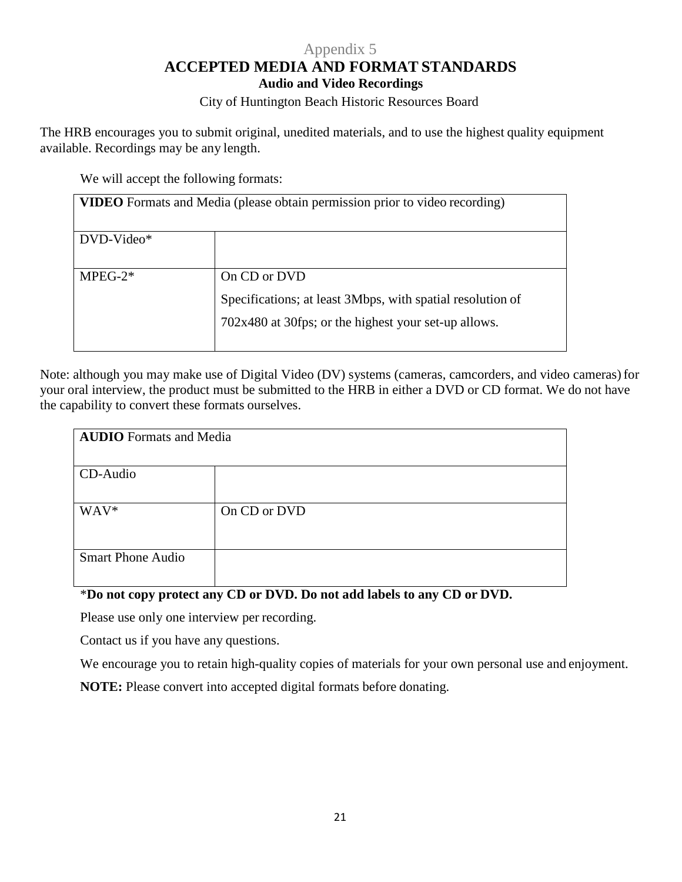Appendix 5

# ACCEPTED MEDIA AND FORMAT STANDARDS

### Audio and Video Recordings

City of Huntington Beach Historic Resources Board

The HRB encourages you to submit original, unedited materials, and to use the highest quality equipment available. Recordings may be any length.

We will accept the following formats:

| **VIDEO** Formats and Media (please obtain permission prior to video recording) | |
|---|---|
| DVD-Video* | |
| MPEG-2* | On CD or DVD<br>Specifications; at least 3Mbps, with spatial resolution of<br>702x480 at 30fps; or the highest your set-up allows. |

Note: although you may make use of Digital Video (DV) systems (cameras, camcorders, and video cameras) for your oral interview, the product must be submitted to the HRB in either a DVD or CD format. We do not have the capability to convert these formats ourselves.

| **AUDIO** Formats and Media | |
|---|---|
| CD-Audio | |
| WAV* | On CD or DVD |
| Smart Phone Audio | |

*__Do not copy protect any CD or DVD. Do not add labels to any CD or DVD.__

Please use only one interview per recording.

Contact us if you have any questions.

We encourage you to retain high-quality copies of materials for your own personal use and enjoyment.

**NOTE:** Please convert into accepted digital formats before donating.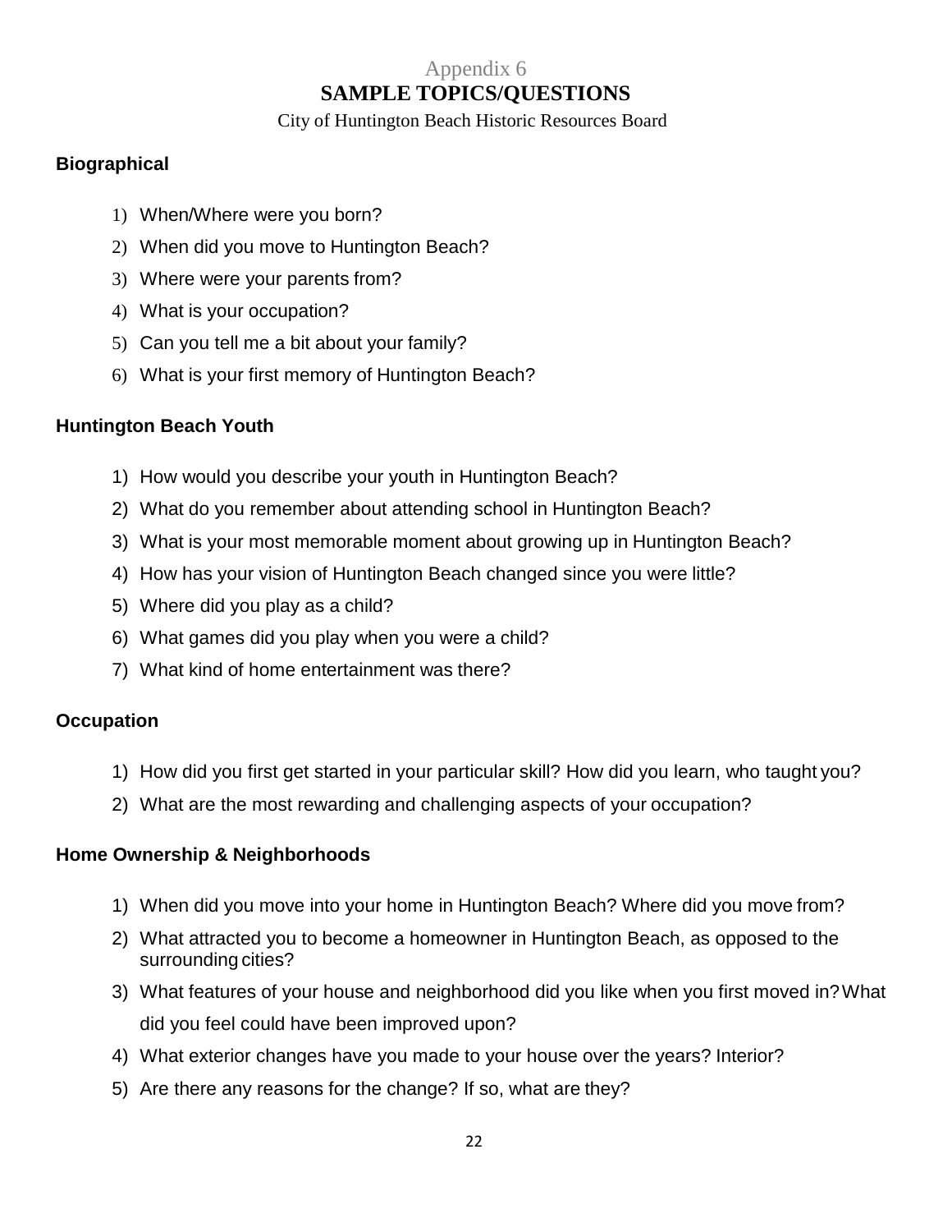# Appendix 6

## SAMPLE TOPICS/QUESTIONS

City of Huntington Beach Historic Resources Board

### Biographical

1) When/Where were you born?
2) When did you move to Huntington Beach?
3) Where were your parents from?
4) What is your occupation?
5) Can you tell me a bit about your family?
6) What is your first memory of Huntington Beach?

### Huntington Beach Youth

1) How would you describe your youth in Huntington Beach?
2) What do you remember about attending school in Huntington Beach?
3) What is your most memorable moment about growing up in Huntington Beach?
4) How has your vision of Huntington Beach changed since you were little?
5) Where did you play as a child?
6) What games did you play when you were a child?
7) What kind of home entertainment was there?

### Occupation

1) How did you first get started in your particular skill? How did you learn, who taught you?
2) What are the most rewarding and challenging aspects of your occupation?

### Home Ownership & Neighborhoods

1) When did you move into your home in Huntington Beach? Where did you move from?
2) What attracted you to become a homeowner in Huntington Beach, as opposed to the surrounding cities?
3) What features of your house and neighborhood did you like when you first moved in? What did you feel could have been improved upon?
4) What exterior changes have you made to your house over the years? Interior?
5) Are there any reasons for the change? If so, what are they?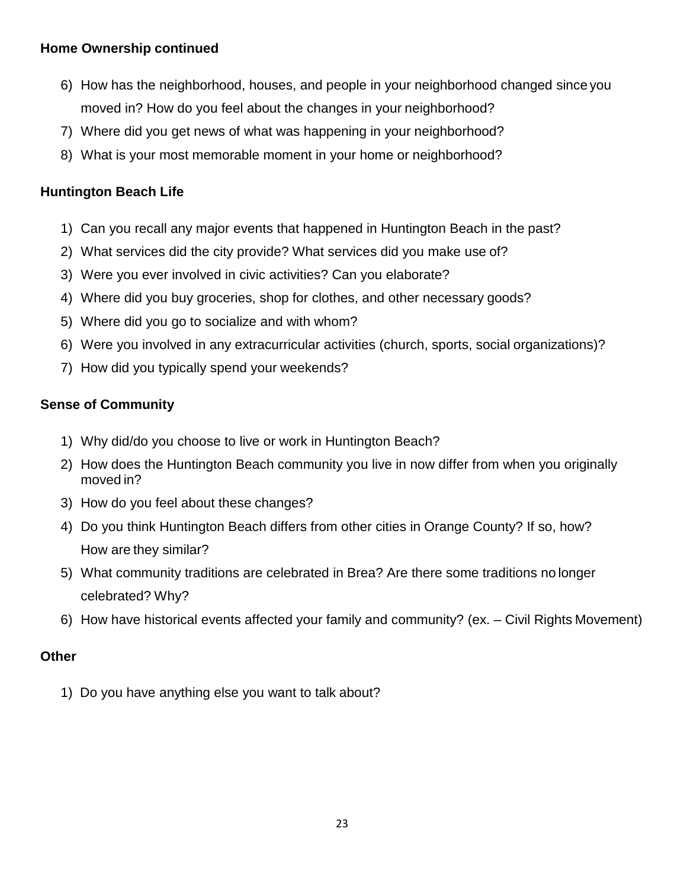**Home Ownership continued**

6) How has the neighborhood, houses, and people in your neighborhood changed since you moved in? How do you feel about the changes in your neighborhood?
7) Where did you get news of what was happening in your neighborhood?
8) What is your most memorable moment in your home or neighborhood?

**Huntington Beach Life**

1) Can you recall any major events that happened in Huntington Beach in the past?
2) What services did the city provide? What services did you make use of?
3) Were you ever involved in civic activities? Can you elaborate?
4) Where did you buy groceries, shop for clothes, and other necessary goods?
5) Where did you go to socialize and with whom?
6) Were you involved in any extracurricular activities (church, sports, social organizations)?
7) How did you typically spend your weekends?

**Sense of Community**

1) Why did/do you choose to live or work in Huntington Beach?
2) How does the Huntington Beach community you live in now differ from when you originally moved in?
3) How do you feel about these changes?
4) Do you think Huntington Beach differs from other cities in Orange County? If so, how? How are they similar?
5) What community traditions are celebrated in Brea? Are there some traditions no longer celebrated? Why?
6) How have historical events affected your family and community? (ex. – Civil Rights Movement)

**Other**

1) Do you have anything else you want to talk about?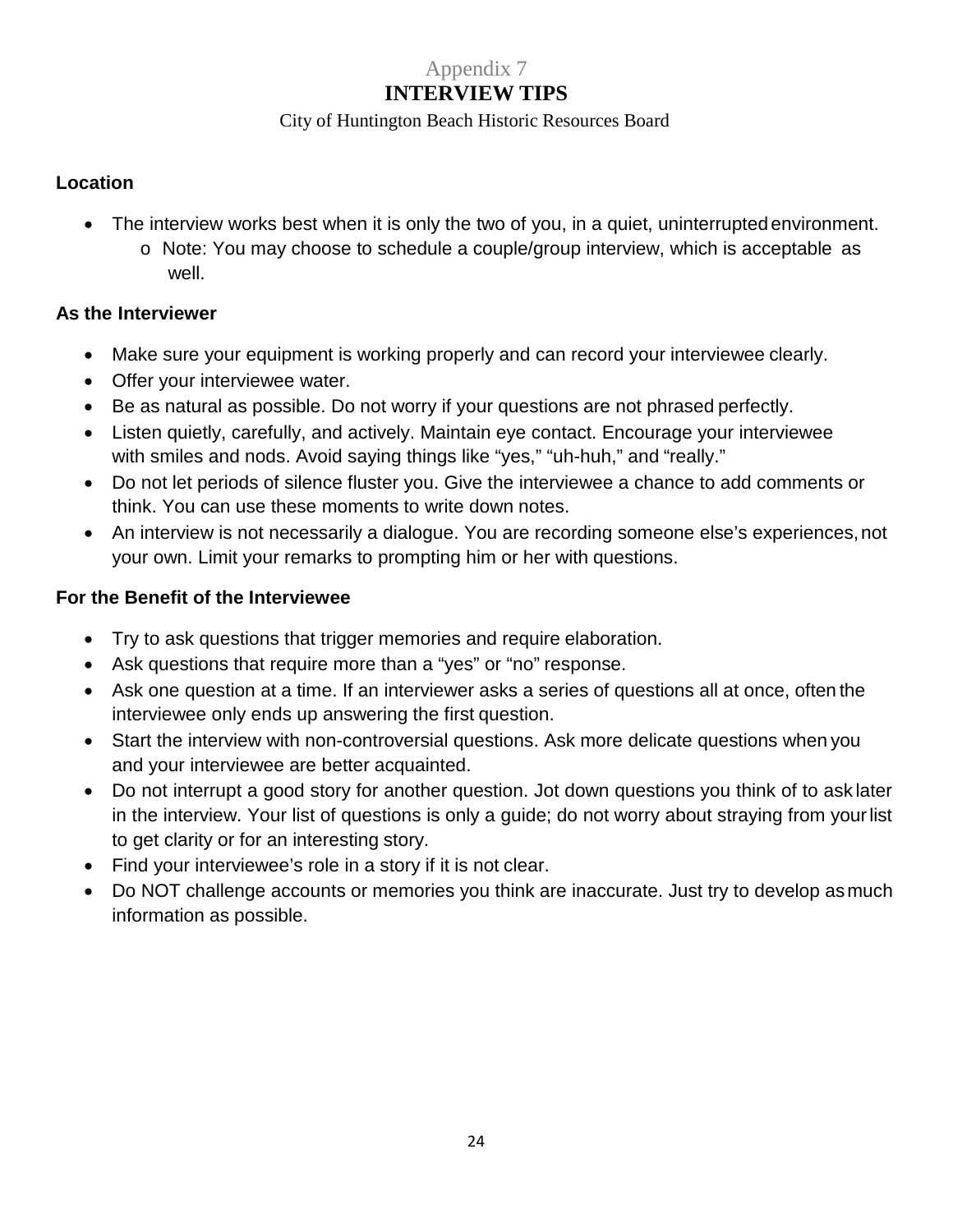Appendix 7

# INTERVIEW TIPS

City of Huntington Beach Historic Resources Board

## Location

- The interview works best when it is only the two of you, in a quiet, uninterrupted environment.
  - Note: You may choose to schedule a couple/group interview, which is acceptable as well.

## As the Interviewer

- Make sure your equipment is working properly and can record your interviewee clearly.
- Offer your interviewee water.
- Be as natural as possible. Do not worry if your questions are not phrased perfectly.
- Listen quietly, carefully, and actively. Maintain eye contact. Encourage your interviewee with smiles and nods. Avoid saying things like "yes," "uh-huh," and "really."
- Do not let periods of silence fluster you. Give the interviewee a chance to add comments or think. You can use these moments to write down notes.
- An interview is not necessarily a dialogue. You are recording someone else's experiences, not your own. Limit your remarks to prompting him or her with questions.

## For the Benefit of the Interviewee

- Try to ask questions that trigger memories and require elaboration.
- Ask questions that require more than a "yes" or "no" response.
- Ask one question at a time. If an interviewer asks a series of questions all at once, often the interviewee only ends up answering the first question.
- Start the interview with non-controversial questions. Ask more delicate questions when you and your interviewee are better acquainted.
- Do not interrupt a good story for another question. Jot down questions you think of to ask later in the interview. Your list of questions is only a guide; do not worry about straying from your list to get clarity or for an interesting story.
- Find your interviewee's role in a story if it is not clear.
- Do NOT challenge accounts or memories you think are inaccurate. Just try to develop as much information as possible.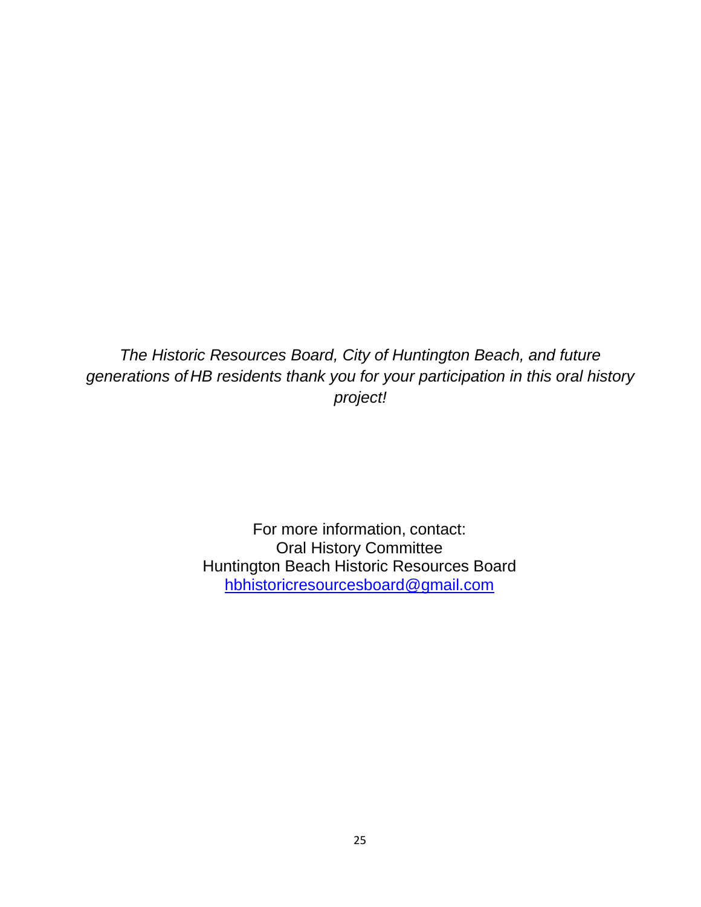*The Historic Resources Board, City of Huntington Beach, and future generations of HB residents thank you for your participation in this oral history project!*

For more information, contact:
Oral History Committee
Huntington Beach Historic Resources Board
hbhistoricresourcesboard@gmail.com